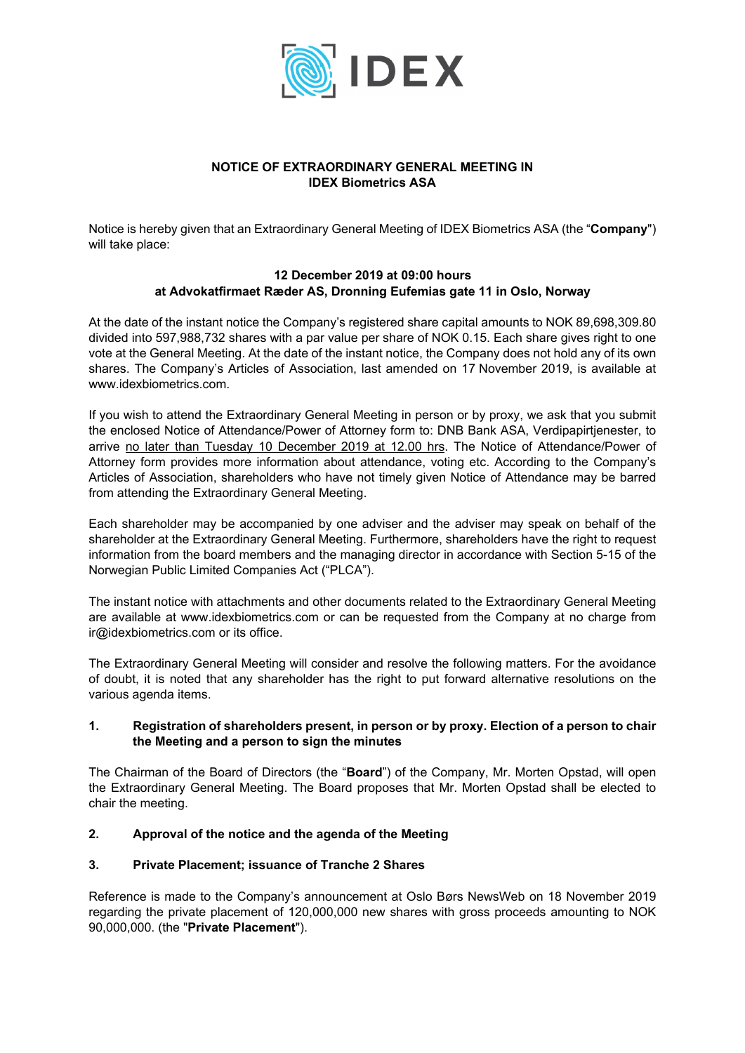IDEX

# NOTICE OF EXTRAORDINARY GENERAL MEETING IN IDEX Biometrics ASA

Notice is hereby given that an Extraordinary General Meeting of IDEX Biometrics ASA (the "**Company**") will take place:

**12 December 2019 at 09:00 hours**
**at Advokatfirmaet Ræder AS, Dronning Eufemias gate 11 in Oslo, Norway**

At the date of the instant notice the Company's registered share capital amounts to NOK 89,698,309.80 divided into 597,988,732 shares with a par value per share of NOK 0.15. Each share gives right to one vote at the General Meeting. At the date of the instant notice, the Company does not hold any of its own shares. The Company's Articles of Association, last amended on 17 November 2019, is available at www.idexbiometrics.com.

If you wish to attend the Extraordinary General Meeting in person or by proxy, we ask that you submit the enclosed Notice of Attendance/Power of Attorney form to: DNB Bank ASA, Verdipapirtjenester, to arrive no later than Tuesday 10 December 2019 at 12.00 hrs. The Notice of Attendance/Power of Attorney form provides more information about attendance, voting etc. According to the Company's Articles of Association, shareholders who have not timely given Notice of Attendance may be barred from attending the Extraordinary General Meeting.

Each shareholder may be accompanied by one adviser and the adviser may speak on behalf of the shareholder at the Extraordinary General Meeting. Furthermore, shareholders have the right to request information from the board members and the managing director in accordance with Section 5-15 of the Norwegian Public Limited Companies Act ("PLCA").

The instant notice with attachments and other documents related to the Extraordinary General Meeting are available at www.idexbiometrics.com or can be requested from the Company at no charge from ir@idexbiometrics.com or its office.

The Extraordinary General Meeting will consider and resolve the following matters. For the avoidance of doubt, it is noted that any shareholder has the right to put forward alternative resolutions on the various agenda items.

## 1. Registration of shareholders present, in person or by proxy. Election of a person to chair the Meeting and a person to sign the minutes

The Chairman of the Board of Directors (the "**Board**") of the Company, Mr. Morten Opstad, will open the Extraordinary General Meeting. The Board proposes that Mr. Morten Opstad shall be elected to chair the meeting.

## 2. Approval of the notice and the agenda of the Meeting

## 3. Private Placement; issuance of Tranche 2 Shares

Reference is made to the Company's announcement at Oslo Børs NewsWeb on 18 November 2019 regarding the private placement of 120,000,000 new shares with gross proceeds amounting to NOK 90,000,000. (the "**Private Placement**").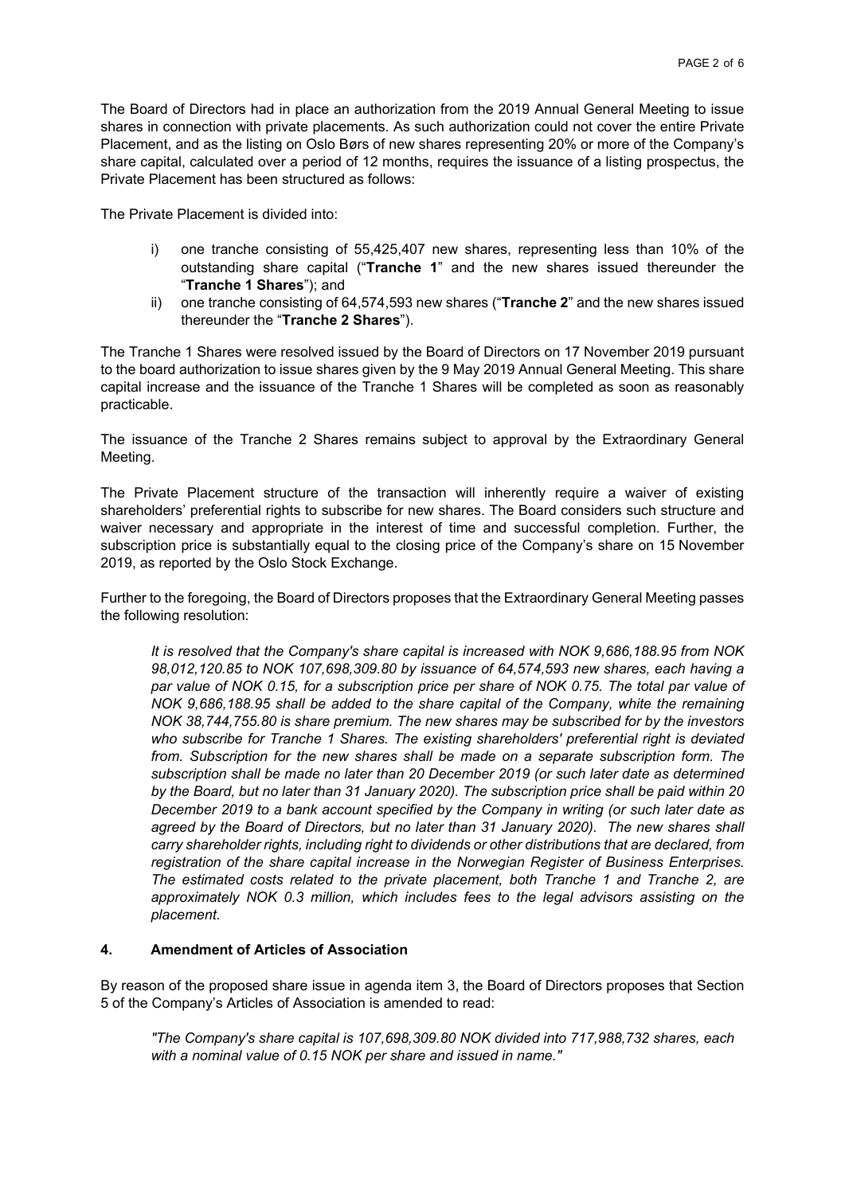The Board of Directors had in place an authorization from the 2019 Annual General Meeting to issue shares in connection with private placements. As such authorization could not cover the entire Private Placement, and as the listing on Oslo Børs of new shares representing 20% or more of the Company's share capital, calculated over a period of 12 months, requires the issuance of a listing prospectus, the Private Placement has been structured as follows:

The Private Placement is divided into:

i) one tranche consisting of 55,425,407 new shares, representing less than 10% of the outstanding share capital ("**Tranche 1**" and the new shares issued thereunder the "**Tranche 1 Shares**"); and
ii) one tranche consisting of 64,574,593 new shares ("**Tranche 2**" and the new shares issued thereunder the "**Tranche 2 Shares**").

The Tranche 1 Shares were resolved issued by the Board of Directors on 17 November 2019 pursuant to the board authorization to issue shares given by the 9 May 2019 Annual General Meeting. This share capital increase and the issuance of the Tranche 1 Shares will be completed as soon as reasonably practicable.

The issuance of the Tranche 2 Shares remains subject to approval by the Extraordinary General Meeting.

The Private Placement structure of the transaction will inherently require a waiver of existing shareholders' preferential rights to subscribe for new shares. The Board considers such structure and waiver necessary and appropriate in the interest of time and successful completion. Further, the subscription price is substantially equal to the closing price of the Company's share on 15 November 2019, as reported by the Oslo Stock Exchange.

Further to the foregoing, the Board of Directors proposes that the Extraordinary General Meeting passes the following resolution:

*It is resolved that the Company's share capital is increased with NOK 9,686,188.95 from NOK 98,012,120.85 to NOK 107,698,309.80 by issuance of 64,574,593 new shares, each having a par value of NOK 0.15, for a subscription price per share of NOK 0.75. The total par value of NOK 9,686,188.95 shall be added to the share capital of the Company, white the remaining NOK 38,744,755.80 is share premium. The new shares may be subscribed for by the investors who subscribe for Tranche 1 Shares. The existing shareholders' preferential right is deviated from. Subscription for the new shares shall be made on a separate subscription form. The subscription shall be made no later than 20 December 2019 (or such later date as determined by the Board, but no later than 31 January 2020). The subscription price shall be paid within 20 December 2019 to a bank account specified by the Company in writing (or such later date as agreed by the Board of Directors, but no later than 31 January 2020). The new shares shall carry shareholder rights, including right to dividends or other distributions that are declared, from registration of the share capital increase in the Norwegian Register of Business Enterprises. The estimated costs related to the private placement, both Tranche 1 and Tranche 2, are approximately NOK 0.3 million, which includes fees to the legal advisors assisting on the placement.*

## 4. Amendment of Articles of Association

By reason of the proposed share issue in agenda item 3, the Board of Directors proposes that Section 5 of the Company's Articles of Association is amended to read:

*"The Company's share capital is 107,698,309.80 NOK divided into 717,988,732 shares, each with a nominal value of 0.15 NOK per share and issued in name."*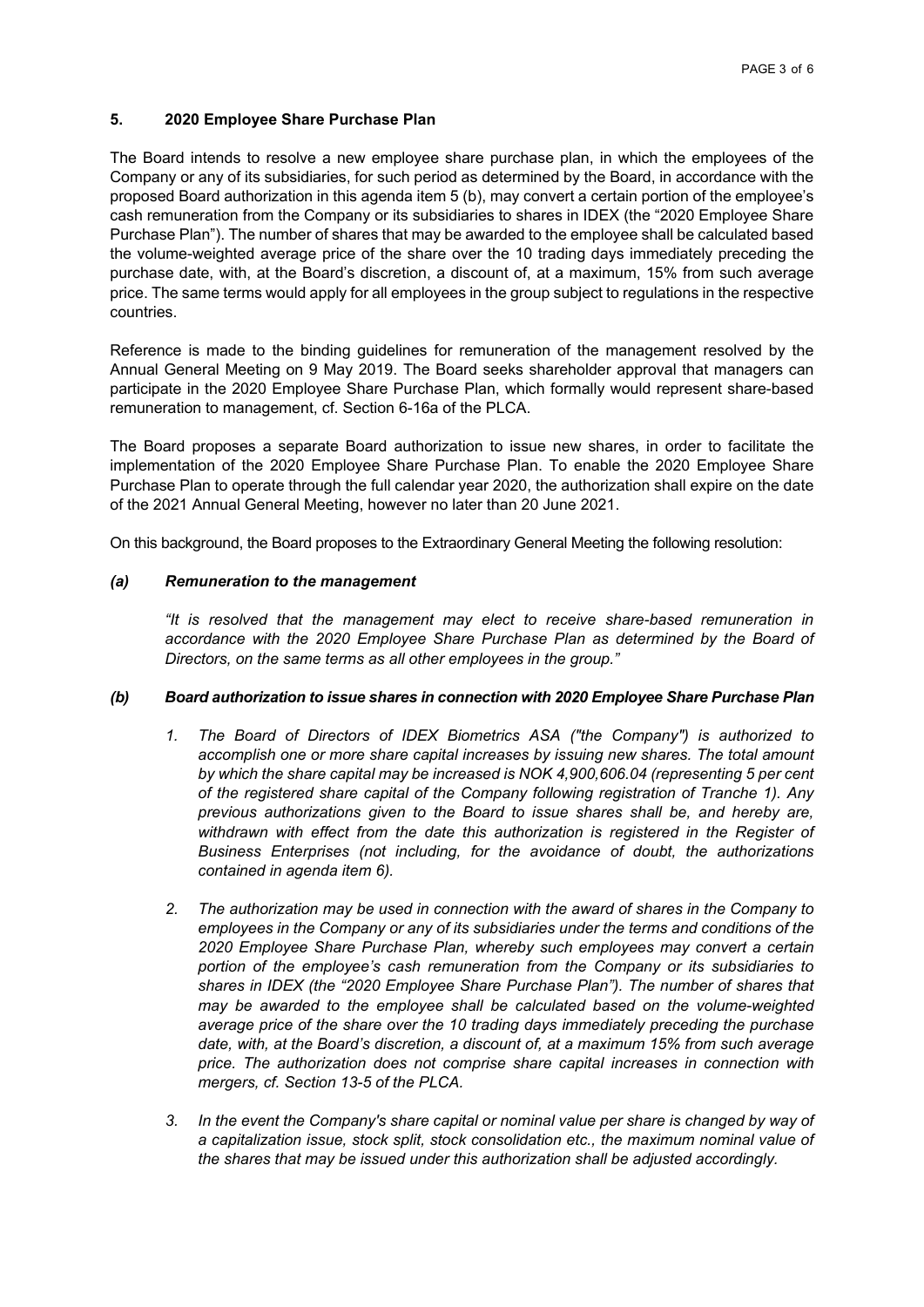## 5. 2020 Employee Share Purchase Plan

The Board intends to resolve a new employee share purchase plan, in which the employees of the Company or any of its subsidiaries, for such period as determined by the Board, in accordance with the proposed Board authorization in this agenda item 5 (b), may convert a certain portion of the employee's cash remuneration from the Company or its subsidiaries to shares in IDEX (the "2020 Employee Share Purchase Plan"). The number of shares that may be awarded to the employee shall be calculated based the volume-weighted average price of the share over the 10 trading days immediately preceding the purchase date, with, at the Board's discretion, a discount of, at a maximum, 15% from such average price. The same terms would apply for all employees in the group subject to regulations in the respective countries.

Reference is made to the binding guidelines for remuneration of the management resolved by the Annual General Meeting on 9 May 2019. The Board seeks shareholder approval that managers can participate in the 2020 Employee Share Purchase Plan, which formally would represent share-based remuneration to management, cf. Section 6-16a of the PLCA.

The Board proposes a separate Board authorization to issue new shares, in order to facilitate the implementation of the 2020 Employee Share Purchase Plan. To enable the 2020 Employee Share Purchase Plan to operate through the full calendar year 2020, the authorization shall expire on the date of the 2021 Annual General Meeting, however no later than 20 June 2021.

On this background, the Board proposes to the Extraordinary General Meeting the following resolution:

### *(a) Remuneration to the management*

*"It is resolved that the management may elect to receive share-based remuneration in accordance with the 2020 Employee Share Purchase Plan as determined by the Board of Directors, on the same terms as all other employees in the group."*

### *(b) Board authorization to issue shares in connection with 2020 Employee Share Purchase Plan*

1. *The Board of Directors of IDEX Biometrics ASA ("the Company") is authorized to accomplish one or more share capital increases by issuing new shares. The total amount by which the share capital may be increased is NOK 4,900,606.04 (representing 5 per cent of the registered share capital of the Company following registration of Tranche 1). Any previous authorizations given to the Board to issue shares shall be, and hereby are, withdrawn with effect from the date this authorization is registered in the Register of Business Enterprises (not including, for the avoidance of doubt, the authorizations contained in agenda item 6).*

2. *The authorization may be used in connection with the award of shares in the Company to employees in the Company or any of its subsidiaries under the terms and conditions of the 2020 Employee Share Purchase Plan, whereby such employees may convert a certain portion of the employee's cash remuneration from the Company or its subsidiaries to shares in IDEX (the "2020 Employee Share Purchase Plan"). The number of shares that may be awarded to the employee shall be calculated based on the volume-weighted average price of the share over the 10 trading days immediately preceding the purchase date, with, at the Board's discretion, a discount of, at a maximum 15% from such average price. The authorization does not comprise share capital increases in connection with mergers, cf. Section 13-5 of the PLCA.*

3. *In the event the Company's share capital or nominal value per share is changed by way of a capitalization issue, stock split, stock consolidation etc., the maximum nominal value of the shares that may be issued under this authorization shall be adjusted accordingly.*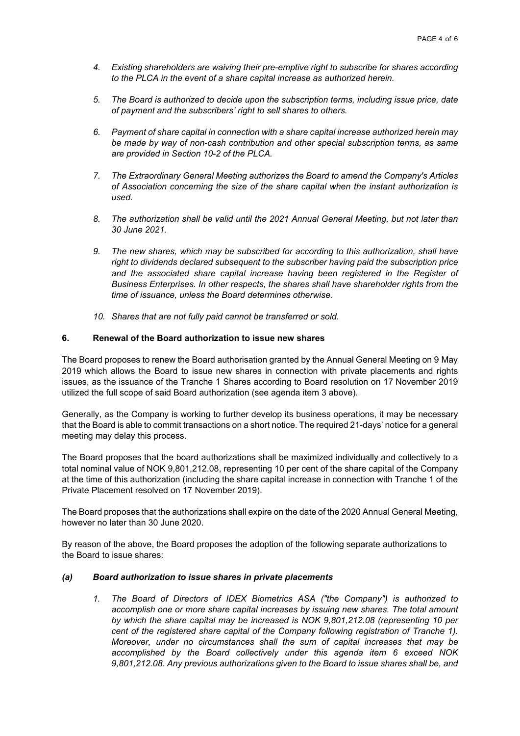4. *Existing shareholders are waiving their pre-emptive right to subscribe for shares according to the PLCA in the event of a share capital increase as authorized herein.*

5. *The Board is authorized to decide upon the subscription terms, including issue price, date of payment and the subscribers' right to sell shares to others.*

6. *Payment of share capital in connection with a share capital increase authorized herein may be made by way of non-cash contribution and other special subscription terms, as same are provided in Section 10-2 of the PLCA.*

7. *The Extraordinary General Meeting authorizes the Board to amend the Company's Articles of Association concerning the size of the share capital when the instant authorization is used.*

8. *The authorization shall be valid until the 2021 Annual General Meeting, but not later than 30 June 2021.*

9. *The new shares, which may be subscribed for according to this authorization, shall have right to dividends declared subsequent to the subscriber having paid the subscription price and the associated share capital increase having been registered in the Register of Business Enterprises. In other respects, the shares shall have shareholder rights from the time of issuance, unless the Board determines otherwise.*

10. *Shares that are not fully paid cannot be transferred or sold.*

## 6. Renewal of the Board authorization to issue new shares

The Board proposes to renew the Board authorisation granted by the Annual General Meeting on 9 May 2019 which allows the Board to issue new shares in connection with private placements and rights issues, as the issuance of the Tranche 1 Shares according to Board resolution on 17 November 2019 utilized the full scope of said Board authorization (see agenda item 3 above).

Generally, as the Company is working to further develop its business operations, it may be necessary that the Board is able to commit transactions on a short notice. The required 21-days' notice for a general meeting may delay this process.

The Board proposes that the board authorizations shall be maximized individually and collectively to a total nominal value of NOK 9,801,212.08, representing 10 per cent of the share capital of the Company at the time of this authorization (including the share capital increase in connection with Tranche 1 of the Private Placement resolved on 17 November 2019).

The Board proposes that the authorizations shall expire on the date of the 2020 Annual General Meeting, however no later than 30 June 2020.

By reason of the above, the Board proposes the adoption of the following separate authorizations to the Board to issue shares:

### *(a) Board authorization to issue shares in private placements*

1. *The Board of Directors of IDEX Biometrics ASA ("the Company") is authorized to accomplish one or more share capital increases by issuing new shares. The total amount by which the share capital may be increased is NOK 9,801,212.08 (representing 10 per cent of the registered share capital of the Company following registration of Tranche 1). Moreover, under no circumstances shall the sum of capital increases that may be accomplished by the Board collectively under this agenda item 6 exceed NOK 9,801,212.08. Any previous authorizations given to the Board to issue shares shall be, and*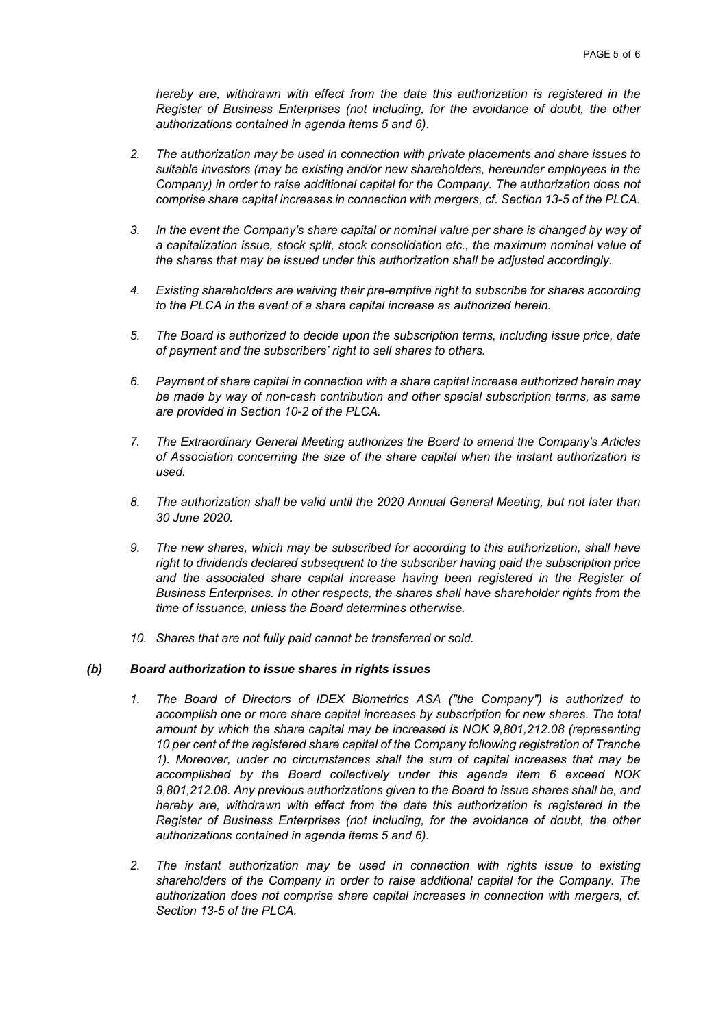*hereby are, withdrawn with effect from the date this authorization is registered in the Register of Business Enterprises (not including, for the avoidance of doubt, the other authorizations contained in agenda items 5 and 6).*

2. *The authorization may be used in connection with private placements and share issues to suitable investors (may be existing and/or new shareholders, hereunder employees in the Company) in order to raise additional capital for the Company. The authorization does not comprise share capital increases in connection with mergers, cf. Section 13-5 of the PLCA.*

3. *In the event the Company's share capital or nominal value per share is changed by way of a capitalization issue, stock split, stock consolidation etc., the maximum nominal value of the shares that may be issued under this authorization shall be adjusted accordingly.*

4. *Existing shareholders are waiving their pre-emptive right to subscribe for shares according to the PLCA in the event of a share capital increase as authorized herein.*

5. *The Board is authorized to decide upon the subscription terms, including issue price, date of payment and the subscribers' right to sell shares to others.*

6. *Payment of share capital in connection with a share capital increase authorized herein may be made by way of non-cash contribution and other special subscription terms, as same are provided in Section 10-2 of the PLCA.*

7. *The Extraordinary General Meeting authorizes the Board to amend the Company's Articles of Association concerning the size of the share capital when the instant authorization is used.*

8. *The authorization shall be valid until the 2020 Annual General Meeting, but not later than 30 June 2020.*

9. *The new shares, which may be subscribed for according to this authorization, shall have right to dividends declared subsequent to the subscriber having paid the subscription price and the associated share capital increase having been registered in the Register of Business Enterprises. In other respects, the shares shall have shareholder rights from the time of issuance, unless the Board determines otherwise.*

10. *Shares that are not fully paid cannot be transferred or sold.*

***(b) Board authorization to issue shares in rights issues***

1. *The Board of Directors of IDEX Biometrics ASA ("the Company") is authorized to accomplish one or more share capital increases by subscription for new shares. The total amount by which the share capital may be increased is NOK 9,801,212.08 (representing 10 per cent of the registered share capital of the Company following registration of Tranche 1). Moreover, under no circumstances shall the sum of capital increases that may be accomplished by the Board collectively under this agenda item 6 exceed NOK 9,801,212.08. Any previous authorizations given to the Board to issue shares shall be, and hereby are, withdrawn with effect from the date this authorization is registered in the Register of Business Enterprises (not including, for the avoidance of doubt, the other authorizations contained in agenda items 5 and 6).*

2. *The instant authorization may be used in connection with rights issue to existing shareholders of the Company in order to raise additional capital for the Company. The authorization does not comprise share capital increases in connection with mergers, cf. Section 13-5 of the PLCA.*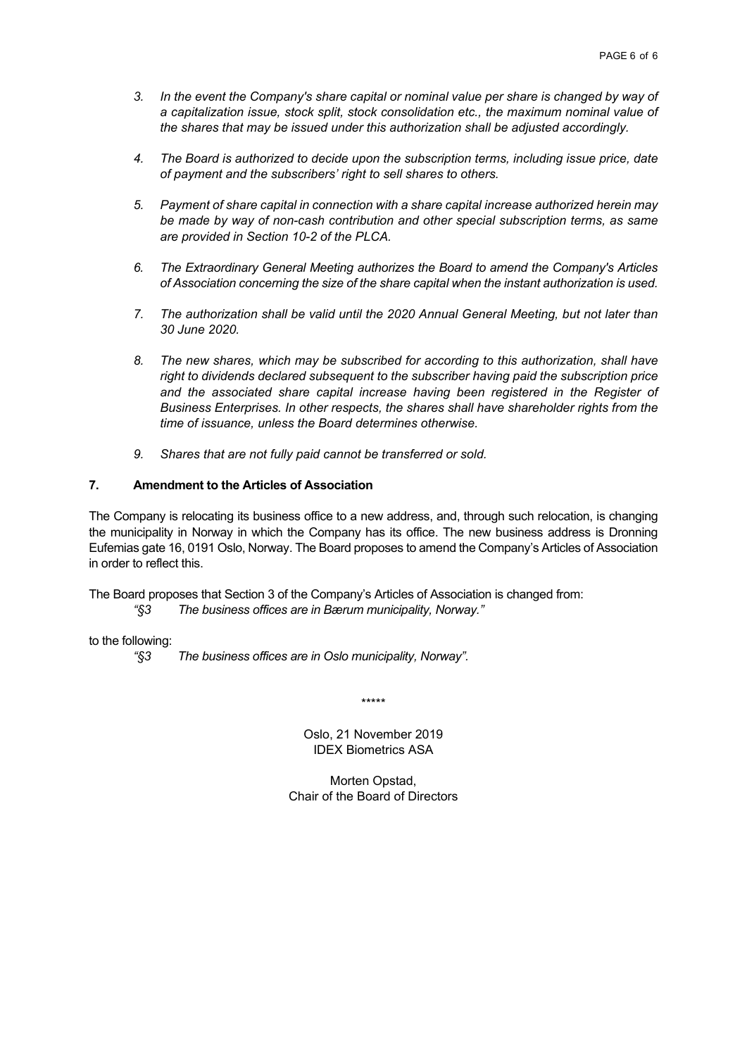3. *In the event the Company's share capital or nominal value per share is changed by way of a capitalization issue, stock split, stock consolidation etc., the maximum nominal value of the shares that may be issued under this authorization shall be adjusted accordingly.*

4. *The Board is authorized to decide upon the subscription terms, including issue price, date of payment and the subscribers' right to sell shares to others.*

5. *Payment of share capital in connection with a share capital increase authorized herein may be made by way of non-cash contribution and other special subscription terms, as same are provided in Section 10-2 of the PLCA.*

6. *The Extraordinary General Meeting authorizes the Board to amend the Company's Articles of Association concerning the size of the share capital when the instant authorization is used.*

7. *The authorization shall be valid until the 2020 Annual General Meeting, but not later than 30 June 2020.*

8. *The new shares, which may be subscribed for according to this authorization, shall have right to dividends declared subsequent to the subscriber having paid the subscription price and the associated share capital increase having been registered in the Register of Business Enterprises. In other respects, the shares shall have shareholder rights from the time of issuance, unless the Board determines otherwise.*

9. *Shares that are not fully paid cannot be transferred or sold.*

## 7. Amendment to the Articles of Association

The Company is relocating its business office to a new address, and, through such relocation, is changing the municipality in Norway in which the Company has its office. The new business address is Dronning Eufemias gate 16, 0191 Oslo, Norway. The Board proposes to amend the Company's Articles of Association in order to reflect this.

The Board proposes that Section 3 of the Company's Articles of Association is changed from:

*"§3 The business offices are in Bærum municipality, Norway."*

to the following:

*"§3 The business offices are in Oslo municipality, Norway".*

\*\*\*\*\*

Oslo, 21 November 2019
IDEX Biometrics ASA

Morten Opstad,
Chair of the Board of Directors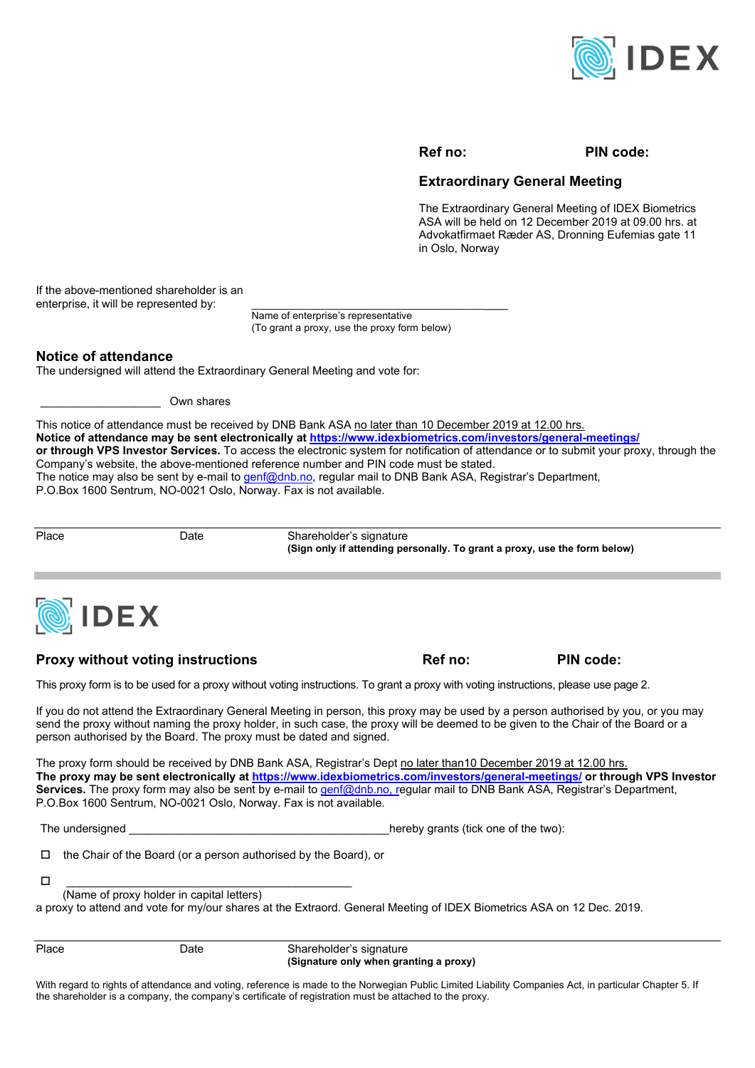**Ref no:** **PIN code:**

## Extraordinary General Meeting

The Extraordinary General Meeting of IDEX Biometrics ASA will be held on 12 December 2019 at 09.00 hrs. at Advokatfirmaet Ræder AS, Dronning Eufemias gate 11 in Oslo, Norway

If the above-mentioned shareholder is an enterprise, it will be represented by: ____________________________________

Name of enterprise's representative
(To grant a proxy, use the proxy form below)

## Notice of attendance

The undersigned will attend the Extraordinary General Meeting and vote for:

____________________ Own shares

This notice of attendance must be received by DNB Bank ASA no later than 10 December 2019 at 12.00 hrs.
**Notice of attendance may be sent electronically at https://www.idexbiometrics.com/investors/general-meetings/ or through VPS Investor Services.** To access the electronic system for notification of attendance or to submit your proxy, through the Company's website, the above-mentioned reference number and PIN code must be stated.
The notice may also be sent by e-mail to genf@dnb.no, regular mail to DNB Bank ASA, Registrar's Department, P.O.Box 1600 Sentrum, NO-0021 Oslo, Norway. Fax is not available.

| Place | Date | Shareholder's signature **(Sign only if attending personally. To grant a proxy, use the form below)** |
|---|---|---|

---

## Proxy without voting instructions

**Ref no:** **PIN code:**

This proxy form is to be used for a proxy without voting instructions. To grant a proxy with voting instructions, please use page 2.

If you do not attend the Extraordinary General Meeting in person, this proxy may be used by a person authorised by you, or you may send the proxy without naming the proxy holder, in such case, the proxy will be deemed to be given to the Chair of the Board or a person authorised by the Board. The proxy must be dated and signed.

The proxy form should be received by DNB Bank ASA, Registrar's Dept no later than10 December 2019 at 12.00 hrs.
**The proxy may be sent electronically at https://www.idexbiometrics.com/investors/general-meetings/ or through VPS Investor Services.** The proxy form may also be sent by e-mail to genf@dnb.no, regular mail to DNB Bank ASA, Registrar's Department, P.O.Box 1600 Sentrum, NO-0021 Oslo, Norway. Fax is not available.

The undersigned __________________________________________ hereby grants (tick one of the two):

- ☐ the Chair of the Board (or a person authorised by the Board), or
- ☐ ____________________________________________
  (Name of proxy holder in capital letters)

a proxy to attend and vote for my/our shares at the Extraord. General Meeting of IDEX Biometrics ASA on 12 Dec. 2019.

| Place | Date | Shareholder's signature **(Signature only when granting a proxy)** |
|---|---|---|

With regard to rights of attendance and voting, reference is made to the Norwegian Public Limited Liability Companies Act, in particular Chapter 5. If the shareholder is a company, the company's certificate of registration must be attached to the proxy.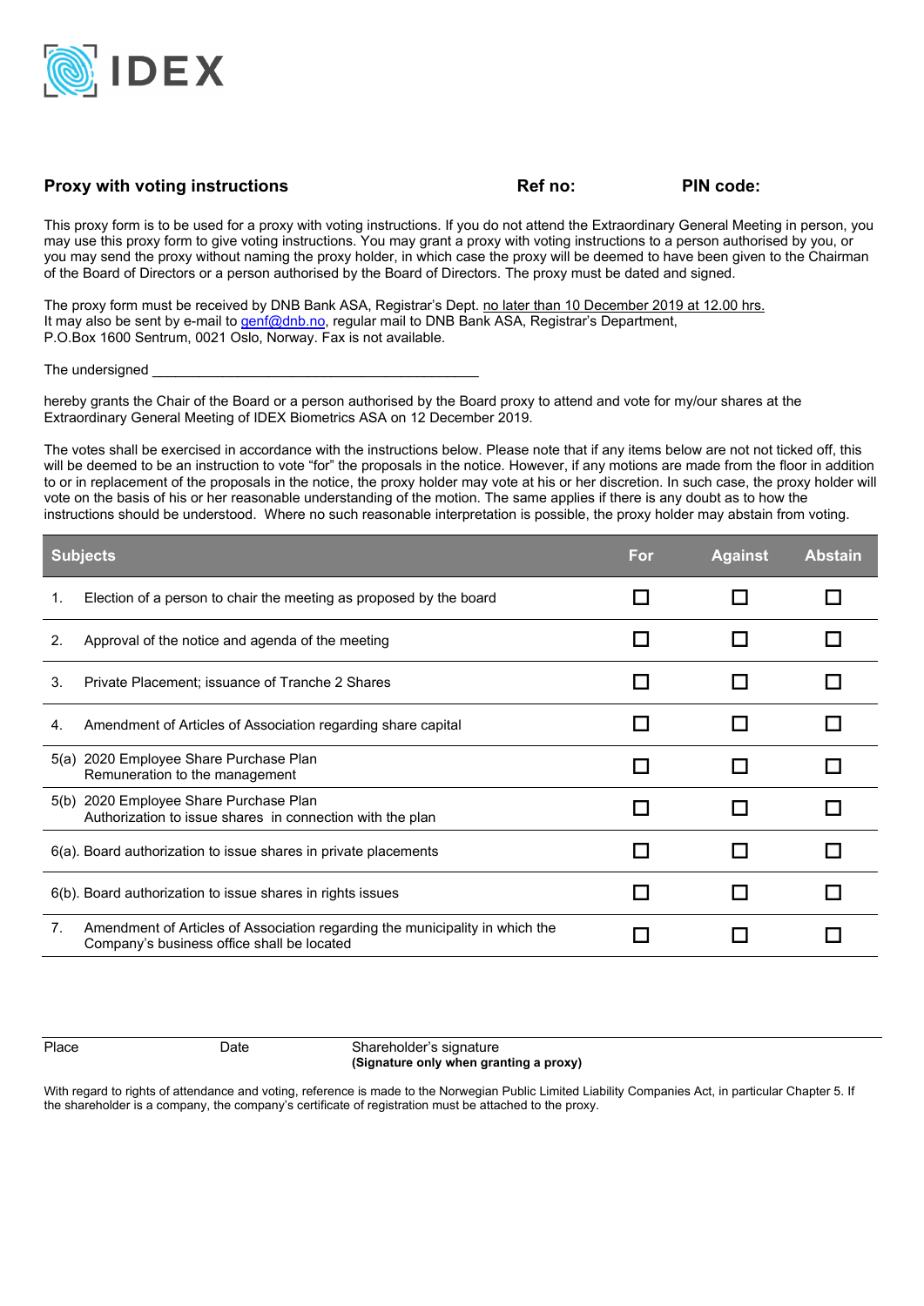IDEX

## Proxy with voting instructions

**Ref no:** **PIN code:**

This proxy form is to be used for a proxy with voting instructions. If you do not attend the Extraordinary General Meeting in person, you may use this proxy form to give voting instructions. You may grant a proxy with voting instructions to a person authorised by you, or you may send the proxy without naming the proxy holder, in which case the proxy will be deemed to have been given to the Chairman of the Board of Directors or a person authorised by the Board of Directors. The proxy must be dated and signed.

The proxy form must be received by DNB Bank ASA, Registrar's Dept. no later than 10 December 2019 at 12.00 hrs.
It may also be sent by e-mail to genf@dnb.no, regular mail to DNB Bank ASA, Registrar's Department, P.O.Box 1600 Sentrum, 0021 Oslo, Norway. Fax is not available.

The undersigned ___________________________________________

hereby grants the Chair of the Board or a person authorised by the Board proxy to attend and vote for my/our shares at the Extraordinary General Meeting of IDEX Biometrics ASA on 12 December 2019.

The votes shall be exercised in accordance with the instructions below. Please note that if any items below are not not ticked off, this will be deemed to be an instruction to vote "for" the proposals in the notice. However, if any motions are made from the floor in addition to or in replacement of the proposals in the notice, the proxy holder may vote at his or her discretion. In such case, the proxy holder will vote on the basis of his or her reasonable understanding of the motion. The same applies if there is any doubt as to how the instructions should be understood. Where no such reasonable interpretation is possible, the proxy holder may abstain from voting.

| Subjects | For | Against | Abstain |
|---|---|---|---|
| 1. Election of a person to chair the meeting as proposed by the board | ☐ | ☐ | ☐ |
| 2. Approval of the notice and agenda of the meeting | ☐ | ☐ | ☐ |
| 3. Private Placement; issuance of Tranche 2 Shares | ☐ | ☐ | ☐ |
| 4. Amendment of Articles of Association regarding share capital | ☐ | ☐ | ☐ |
| 5(a) 2020 Employee Share Purchase Plan Remuneration to the management | ☐ | ☐ | ☐ |
| 5(b) 2020 Employee Share Purchase Plan Authorization to issue shares in connection with the plan | ☐ | ☐ | ☐ |
| 6(a). Board authorization to issue shares in private placements | ☐ | ☐ | ☐ |
| 6(b). Board authorization to issue shares in rights issues | ☐ | ☐ | ☐ |
| 7. Amendment of Articles of Association regarding the municipality in which the Company's business office shall be located | ☐ | ☐ | ☐ |

Place Date Shareholder's signature
**(Signature only when granting a proxy)**

With regard to rights of attendance and voting, reference is made to the Norwegian Public Limited Liability Companies Act, in particular Chapter 5. If the shareholder is a company, the company's certificate of registration must be attached to the proxy.